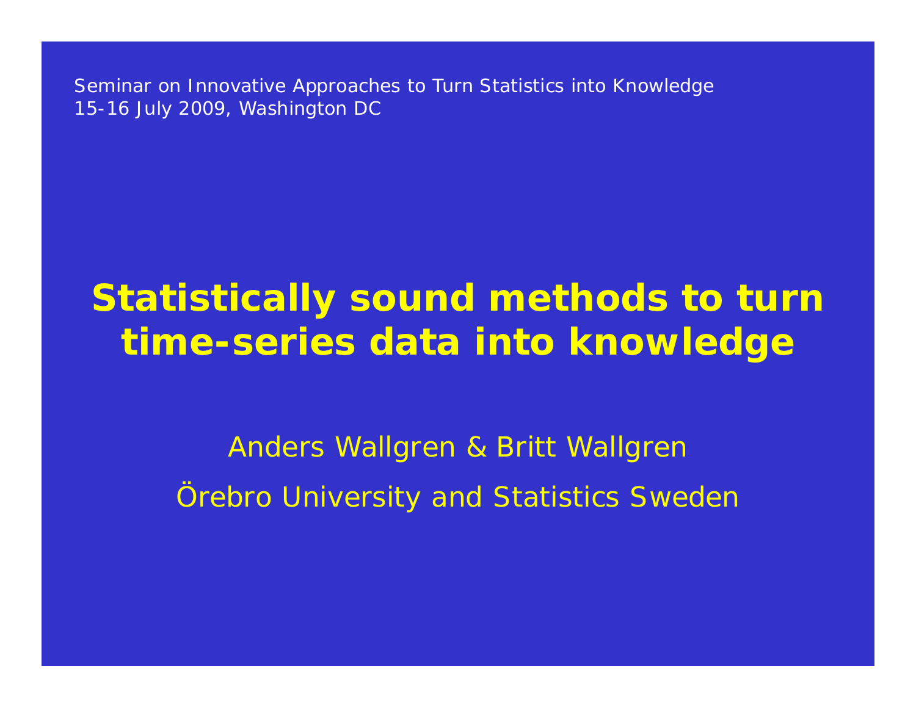Seminar on Innovative Approaches to Turn Statistics into Knowledge
15-16 July 2009, Washington DC

# Statistically sound methods to turn time-series data into knowledge

Anders Wallgren & Britt Wallgren

Örebro University and Statistics Sweden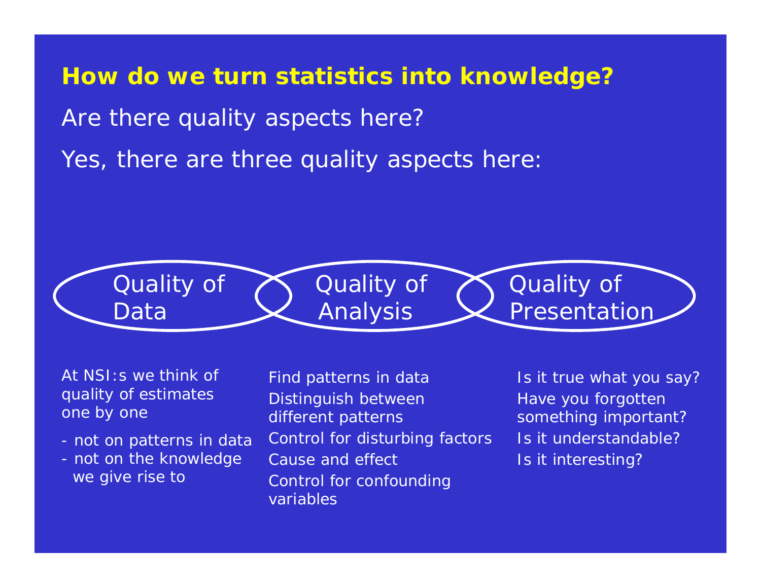## How do we turn statistics into knowledge?

Are there quality aspects here?

Yes, there are three quality aspects here:

### Quality of Data

At NSI:s we think of quality of estimates one by one

- not on patterns in data
- not on the knowledge we give rise to

### Quality of Analysis

Find patterns in data

Distinguish between different patterns

Control for disturbing factors

Cause and effect

Control for confounding variables

### Quality of Presentation

Is it true what you say?

Have you forgotten something important?

Is it understandable?

Is it interesting?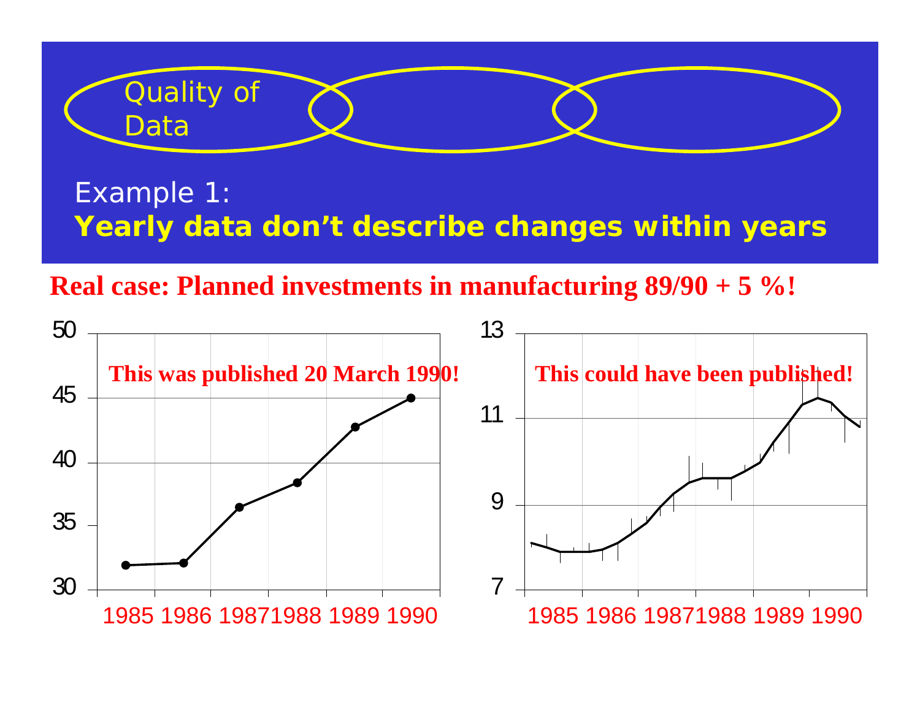Quality of Data

Example 1:

**Yearly data don't describe changes within years**

**Real case: Planned investments in manufacturing 89/90 + 5 %!**

**This was published 20 March 1990!**

50
45
40
35
30

1985 1986 1987 1988 1989 1990

**This could have been published!**

13
11
9
7

1985 1986 1987 1988 1989 1990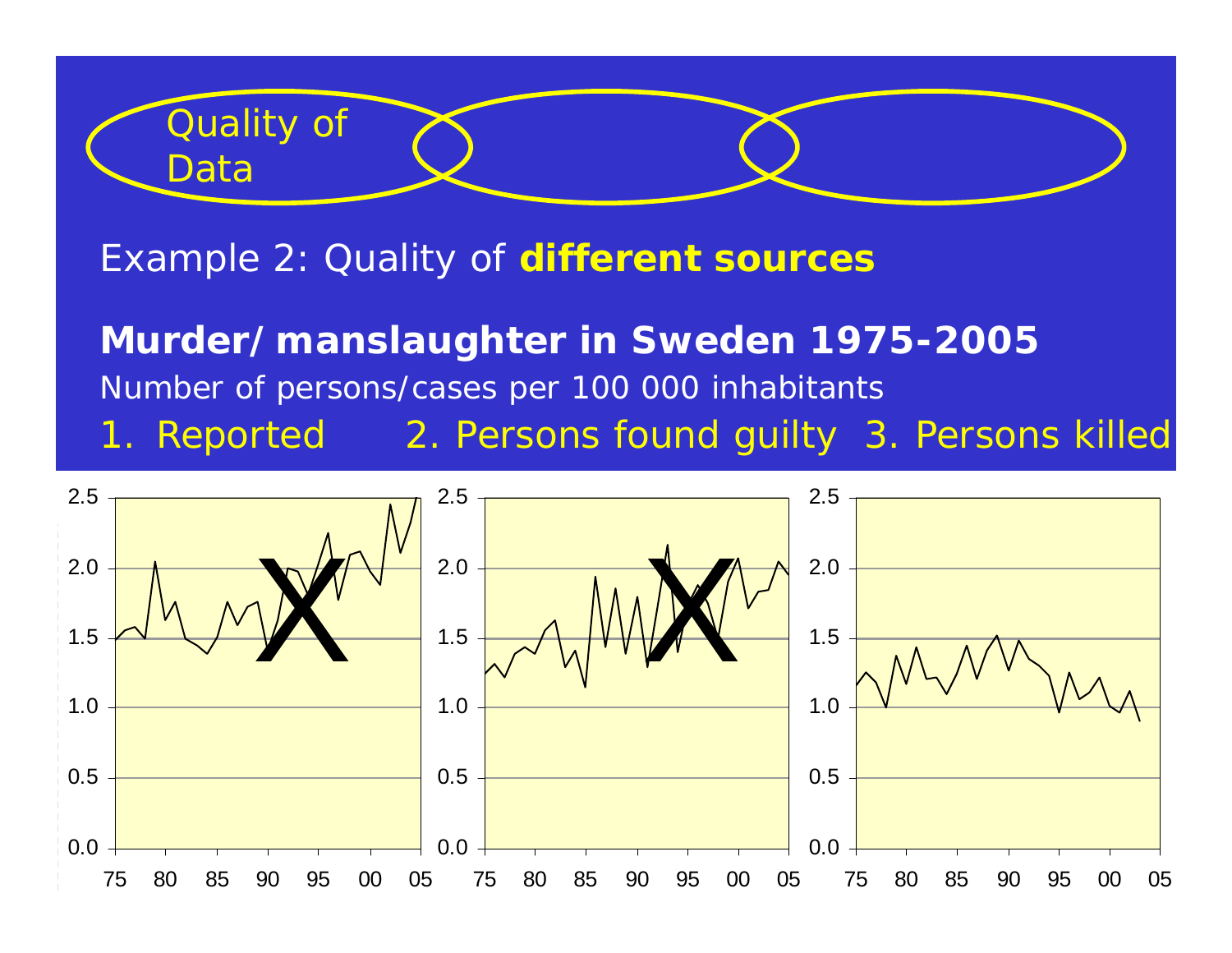Quality of Data

Example 2: Quality of **different sources**

**Murder/ manslaughter in Sweden 1975-2005**

Number of persons/cases per 100 000 inhabitants

1. Reported 2. Persons found guilty 3. Persons killed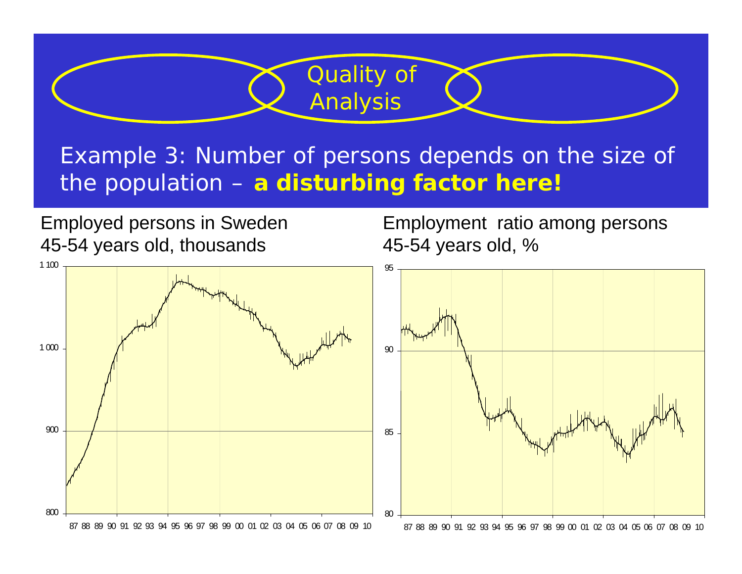Quality of Analysis

## Example 3: Number of persons depends on the size of the population – **a disturbing factor here!**

Employed persons in Sweden 45-54 years old, thousands

Employment ratio among persons 45-54 years old, %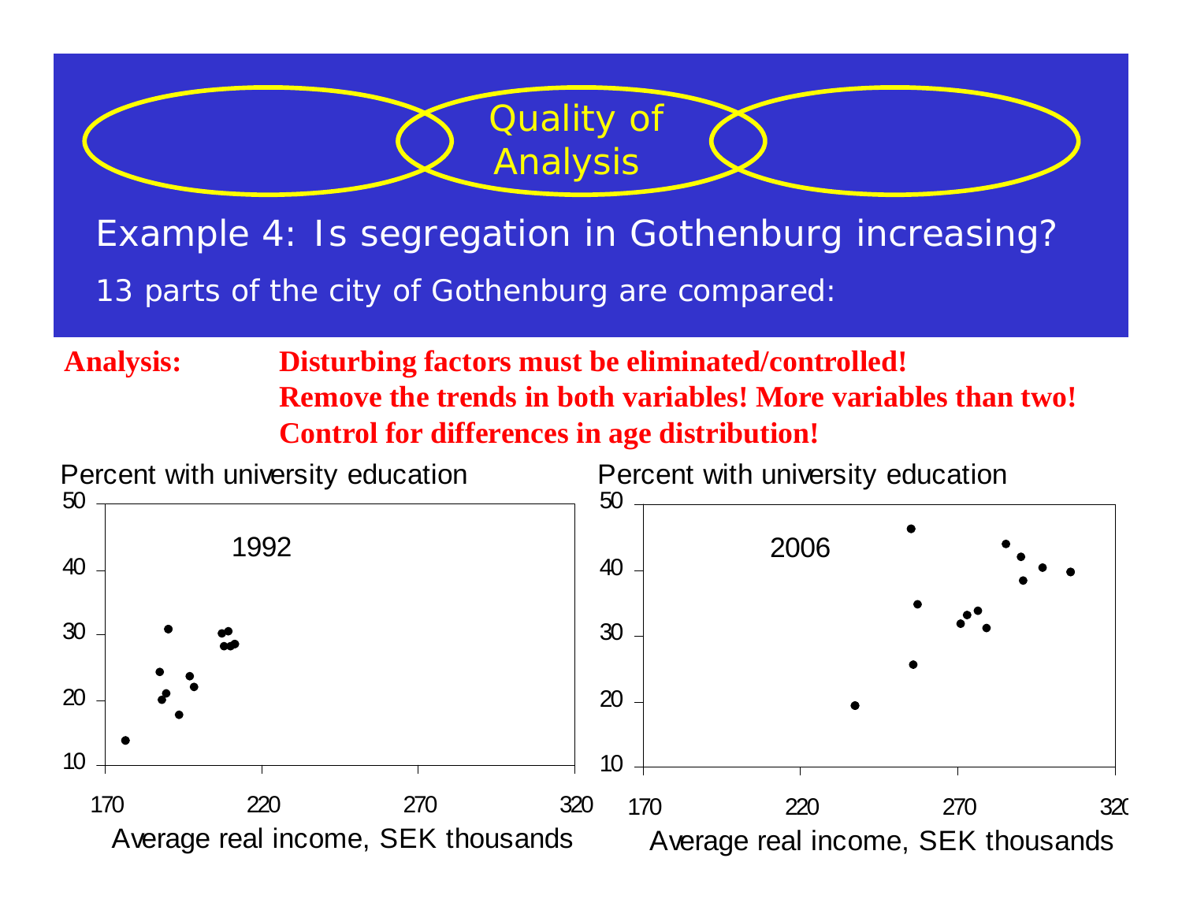Quality of Analysis

## Example 4: Is segregation in Gothenburg increasing?

13 parts of the city of Gothenburg are compared:

**Analysis:** **Disturbing factors must be eliminated/controlled!**
**Remove the trends in both variables! More variables than two!**
**Control for differences in age distribution!**

Percent with university education

1992

Average real income, SEK thousands

Percent with university education

2006

Average real income, SEK thousands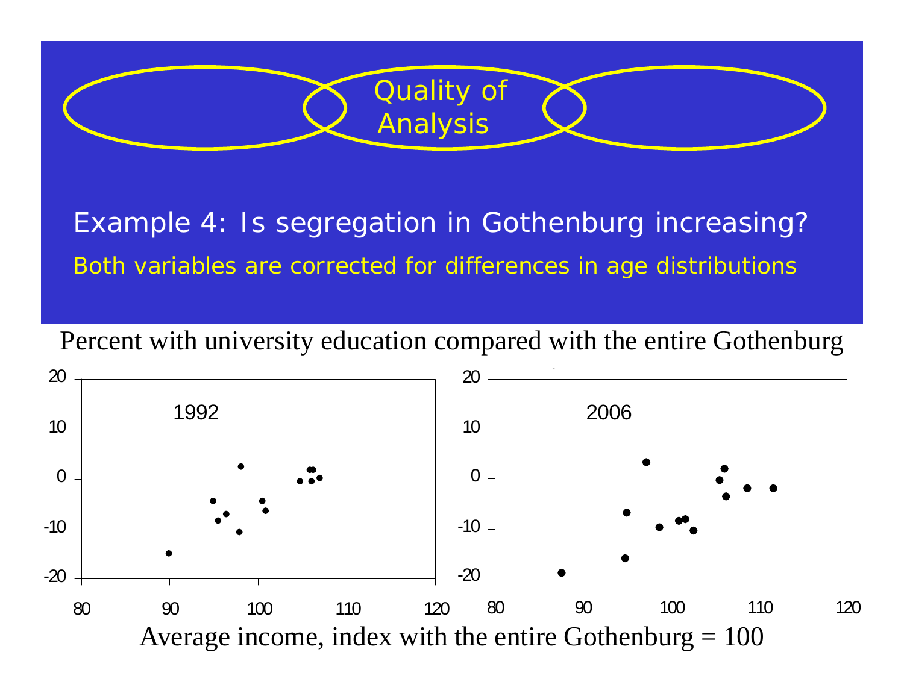Quality of Analysis

## Example 4: Is segregation in Gothenburg increasing?

Both variables are corrected for differences in age distributions

Percent with university education compared with the entire Gothenburg

1992

2006

Average income, index with the entire Gothenburg = 100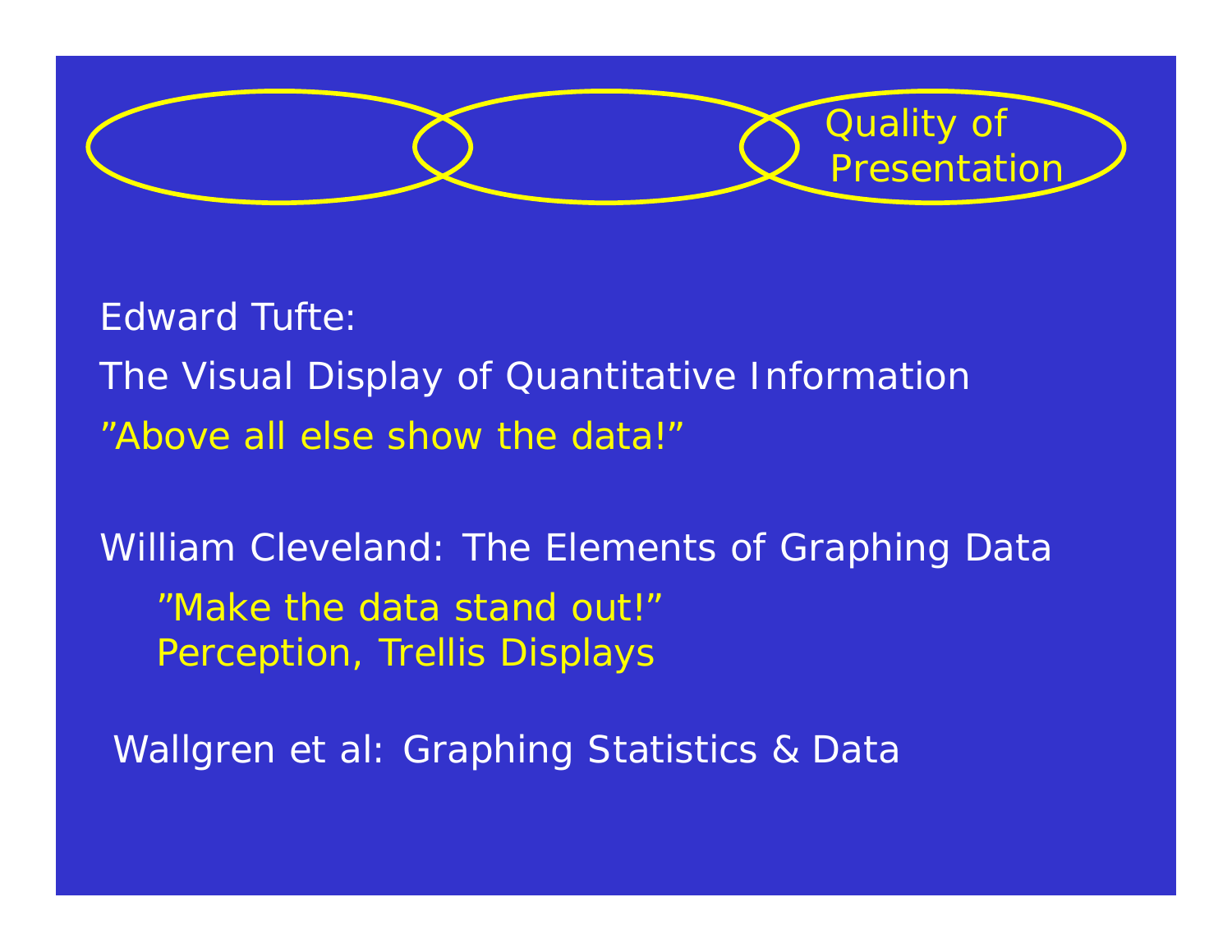Quality of Presentation

Edward Tufte:

The Visual Display of Quantitative Information

”Above all else show the data!”

William Cleveland: The Elements of Graphing Data

”Make the data stand out!”
Perception, Trellis Displays

Wallgren et al: Graphing Statistics & Data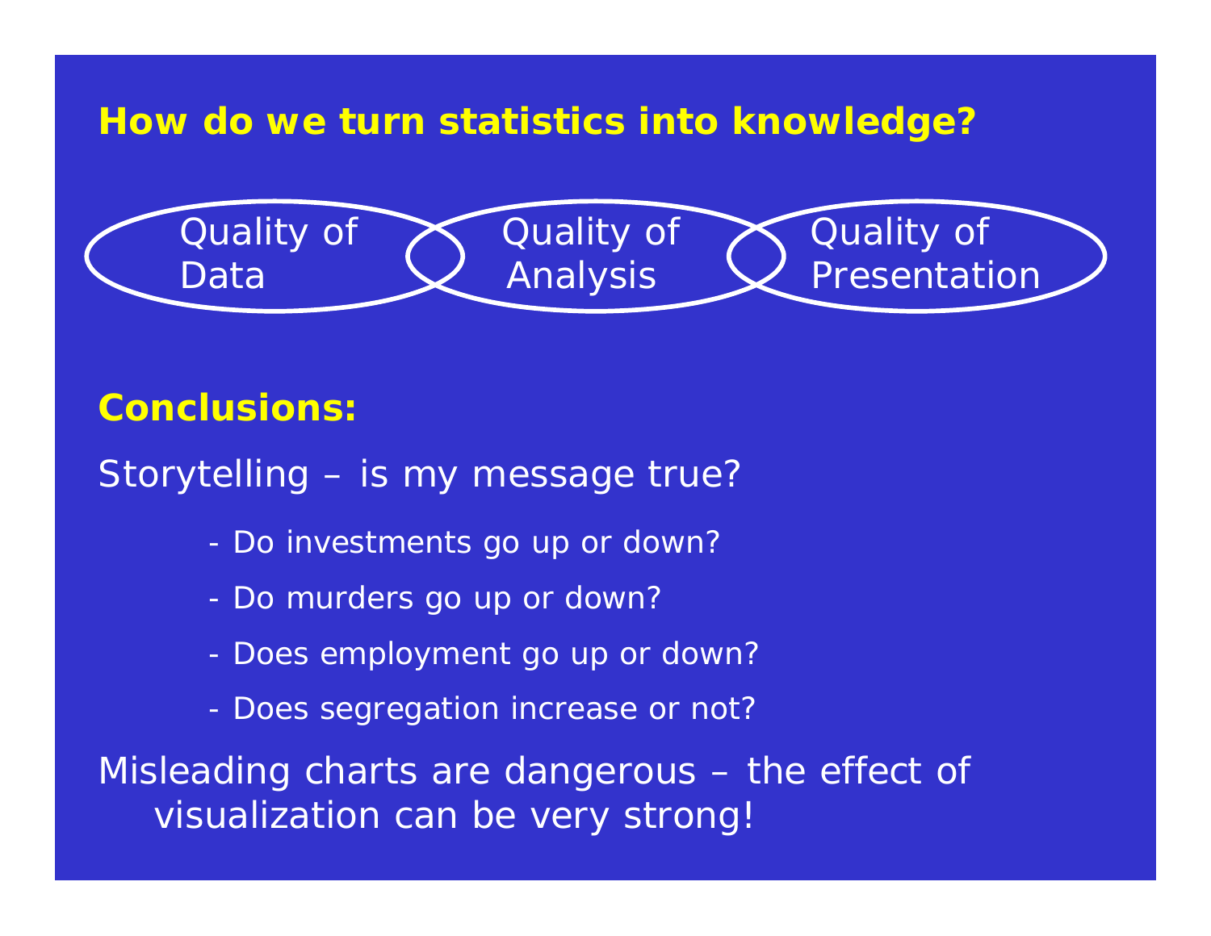## How do we turn statistics into knowledge?

Quality of Data — Quality of Analysis — Quality of Presentation

## Conclusions:

Storytelling – is my message true?

- Do investments go up or down?
- Do murders go up or down?
- Does employment go up or down?
- Does segregation increase or not?

Misleading charts are dangerous – the effect of visualization can be very strong!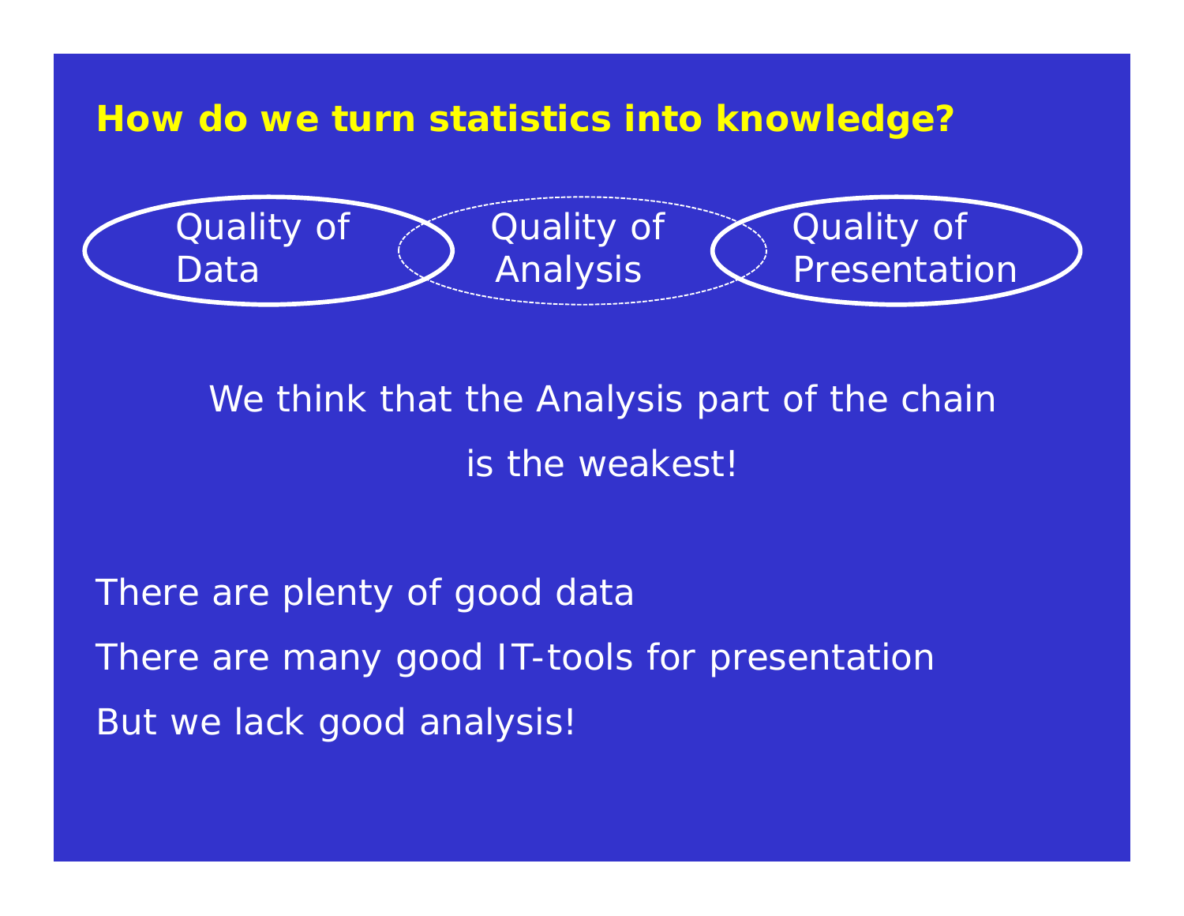## How do we turn statistics into knowledge?

Quality of Data — Quality of Analysis — Quality of Presentation

We think that the Analysis part of the chain

is the weakest!

There are plenty of good data

There are many good IT-tools for presentation

But we lack good analysis!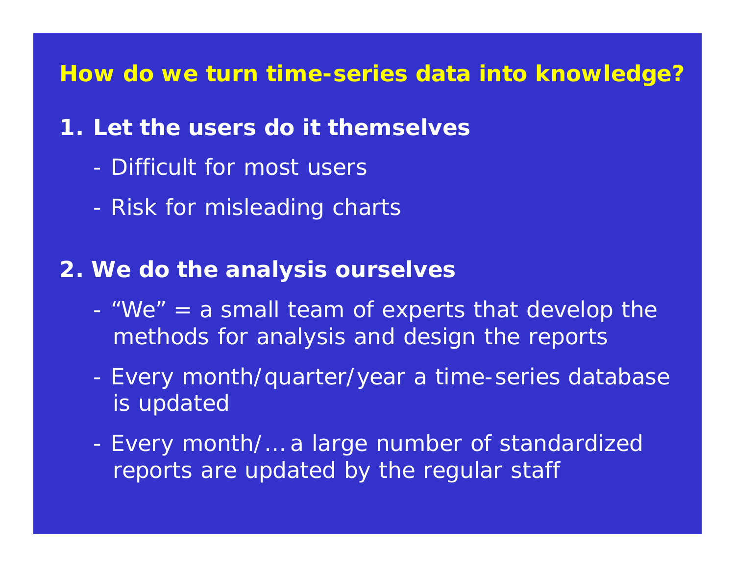## How do we turn time-series data into knowledge?

**1. Let the users do it themselves**

- Difficult for most users
- Risk for misleading charts

**2. We do the analysis ourselves**

- “We” = a small team of experts that develop the methods for analysis and design the reports
- Every month/quarter/year a time-series database is updated
- Every month/… a large number of standardized reports are updated by the regular staff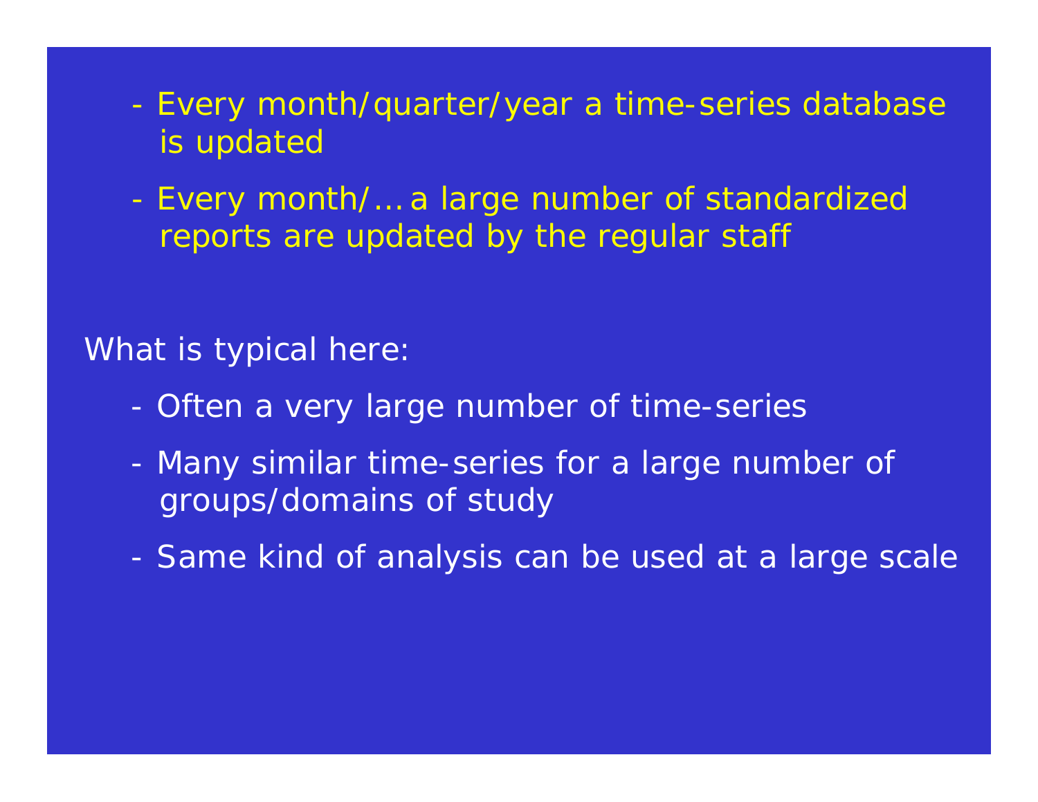- Every month/quarter/year a time-series database is updated
- Every month/… a large number of standardized reports are updated by the regular staff

What is typical here:

- Often a very large number of time-series
- Many similar time-series for a large number of groups/domains of study
- Same kind of analysis can be used at a large scale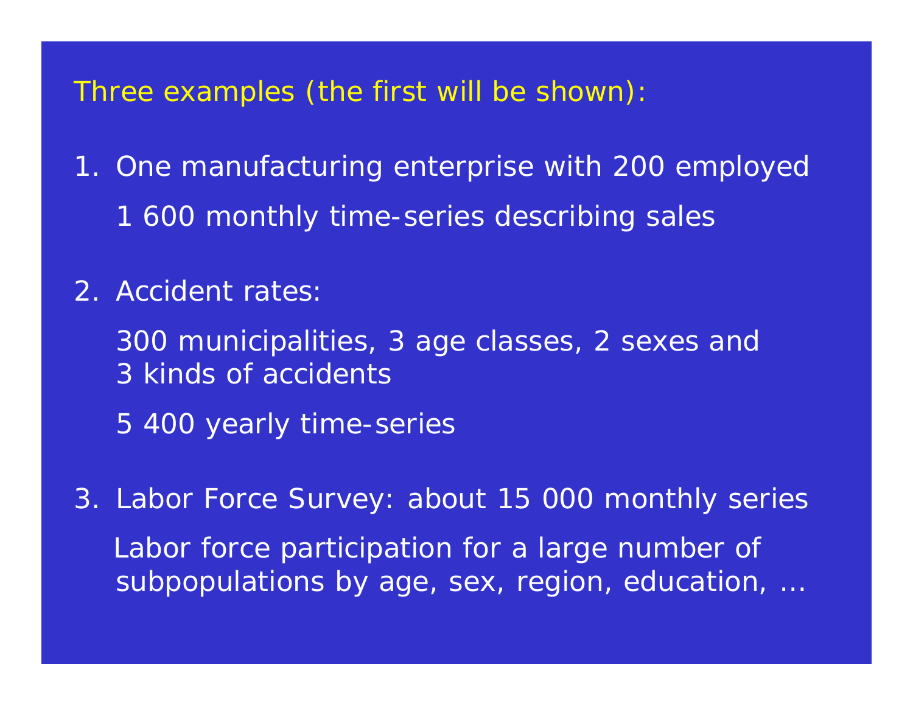## Three examples (the first will be shown):

1. One manufacturing enterprise with 200 employed

   1 600 monthly time-series describing sales

2. Accident rates:

   300 municipalities, 3 age classes, 2 sexes and 3 kinds of accidents

   5 400 yearly time-series

3. Labor Force Survey: about 15 000 monthly series

   Labor force participation for a large number of subpopulations by age, sex, region, education, …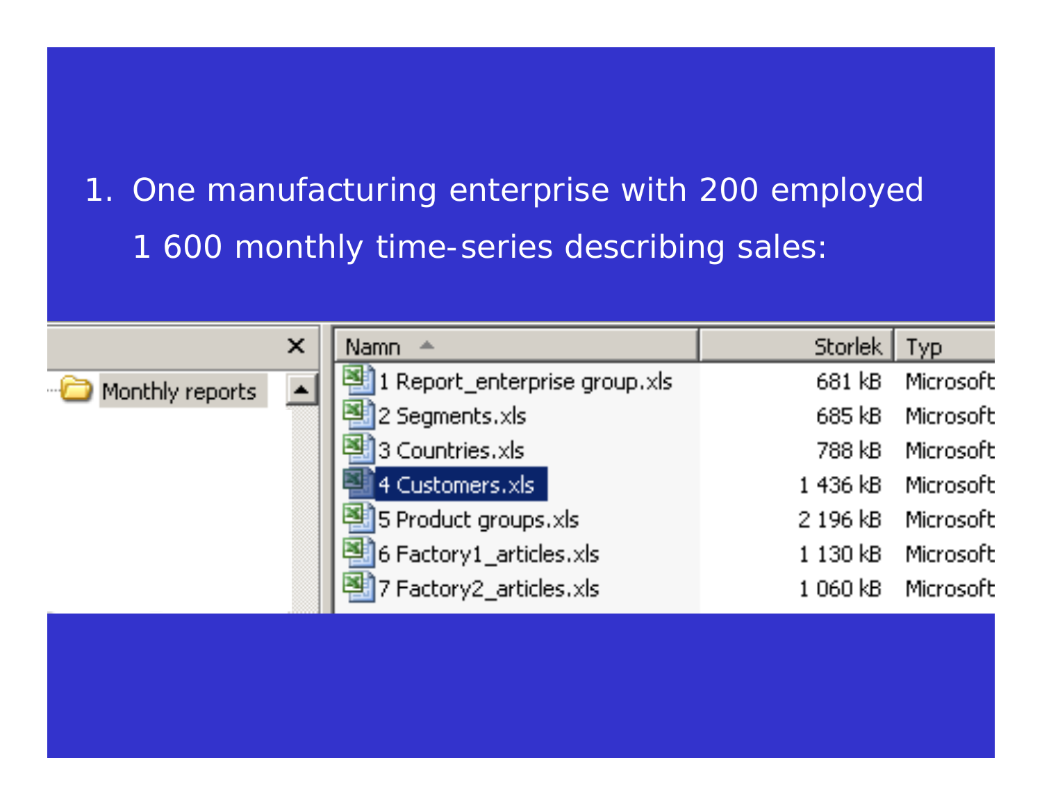1. One manufacturing enterprise with 200 employed
   1 600 monthly time-series describing sales:

Monthly reports

| Namn | Storlek | Typ |
|---|---|---|
| 1 Report_enterprise group.xls | 681 kB | Microsoft |
| 2 Segments.xls | 685 kB | Microsoft |
| 3 Countries.xls | 788 kB | Microsoft |
| 4 Customers.xls | 1 436 kB | Microsoft |
| 5 Product groups.xls | 2 196 kB | Microsoft |
| 6 Factory1_articles.xls | 1 130 kB | Microsoft |
| 7 Factory2_articles.xls | 1 060 kB | Microsoft |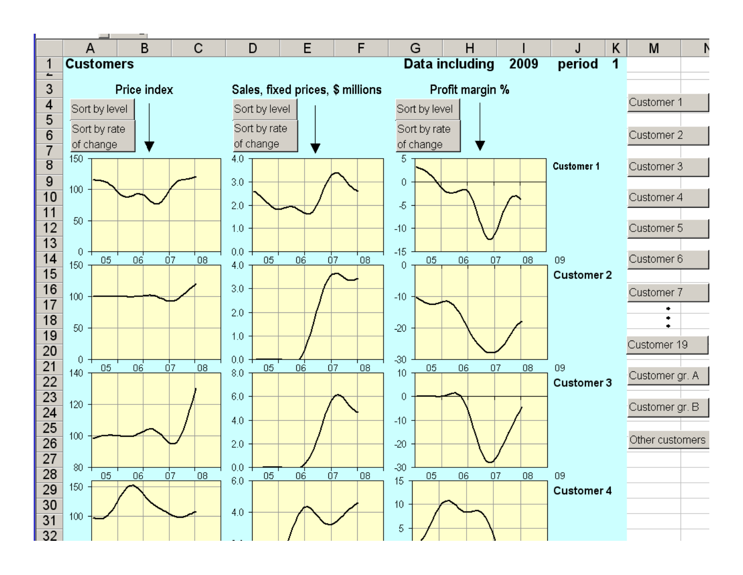**Customers** — Data including 2009 period 1

| Price index | Sales, fixed prices, $ millions | Profit margin % | |
|---|---|---|---|
| Sort by level | Sort by level | Sort by level | |
| Sort by rate of change | Sort by rate of change | Sort by rate of change | |
| | | | Customer 1 |
| | | | Customer 2 |
| | | | Customer 3 |
| | | | Customer 4 |

Customer 1

Customer 2

Customer 3

Customer 4

Customer 5

Customer 6

Customer 7

⋮

Customer 19

Customer gr. A

Customer gr. B

Other customers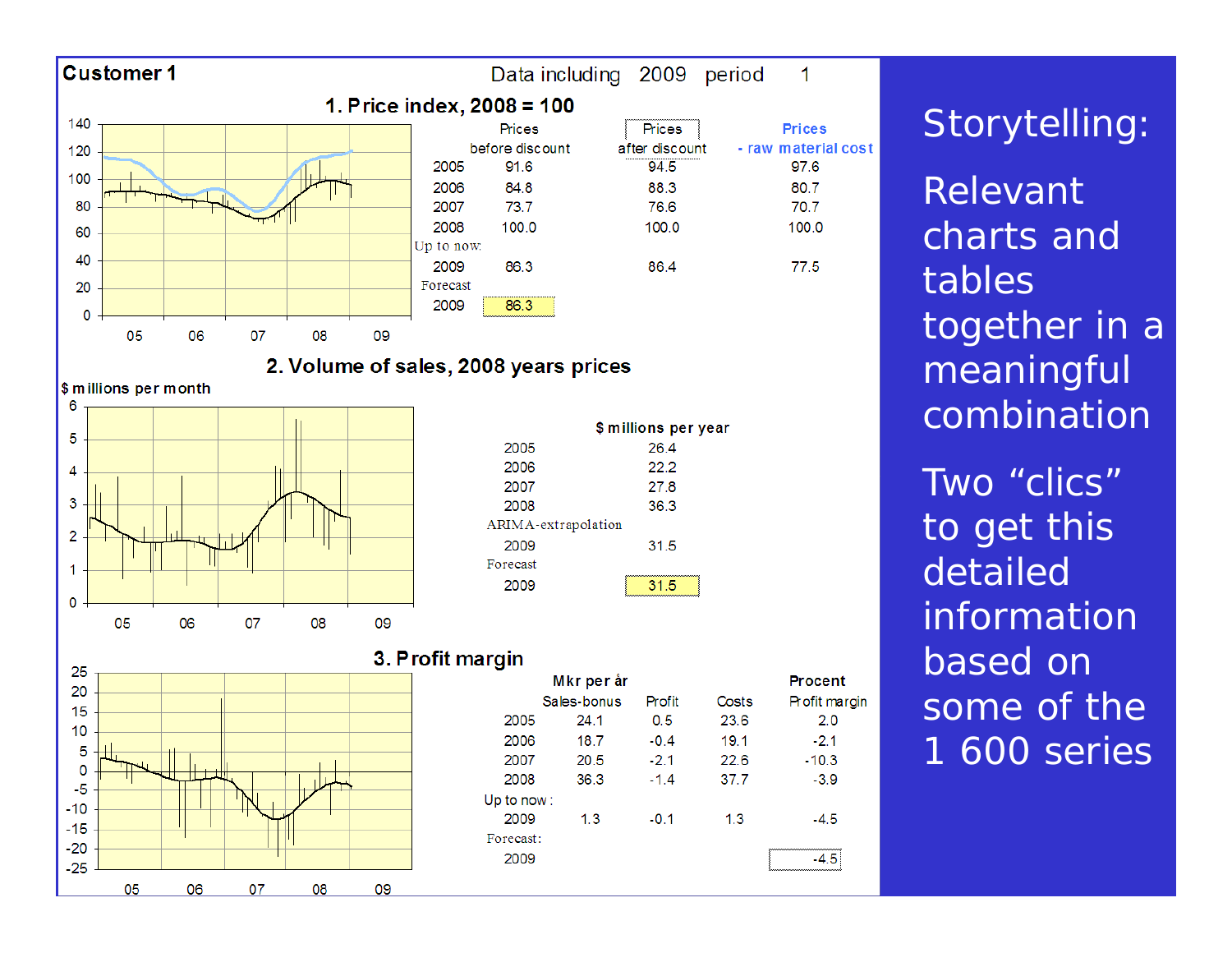**Customer 1**

Data including 2009 period 1

## 1. Price index, 2008 = 100

140
120
100
80
60
40
20
0
05 06 07 08 09

| | Prices before discount | Prices after discount | Prices - raw material cost |
|---|---|---|---|
| 2005 | 91.6 | 94.5 | 97.6 |
| 2006 | 84.8 | 88.3 | 80.7 |
| 2007 | 73.7 | 76.6 | 70.7 |
| 2008 | 100.0 | 100.0 | 100.0 |
| Up to now: | | | |
| 2009 | 86.3 | 86.4 | 77.5 |
| Forecast | | | |
| 2009 | 86.3 | | |

## 2. Volume of sales, 2008 years prices

$ millions per month

6
5
4
3
2
1
0
05 06 07 08 09

| | $ millions per year |
|---|---|
| 2005 | 26.4 |
| 2006 | 22.2 |
| 2007 | 27.8 |
| 2008 | 36.3 |
| ARIMA-extrapolation | |
| 2009 | 31.5 |
| Forecast | |
| 2009 | 31.5 |

## 3. Profit margin

25
20
15
10
5
0
-5
-10
-15
-20
-25
05 06 07 08 09

| | Mkr per år Sales-bonus | Profit | Costs | Procent Profit margin |
|---|---|---|---|---|
| 2005 | 24.1 | 0.5 | 23.6 | 2.0 |
| 2006 | 18.7 | -0.4 | 19.1 | -2.1 |
| 2007 | 20.5 | -2.1 | 22.6 | -10.3 |
| 2008 | 36.3 | -1.4 | 37.7 | -3.9 |
| Up to now : | | | | |
| 2009 | 1.3 | -0.1 | 1.3 | -4.5 |
| Forecast: | | | | |
| 2009 | | | | -4.5 |

Storytelling:

Relevant charts and tables together in a meaningful combination

Two “clics” to get this detailed information based on some of the 1 600 series